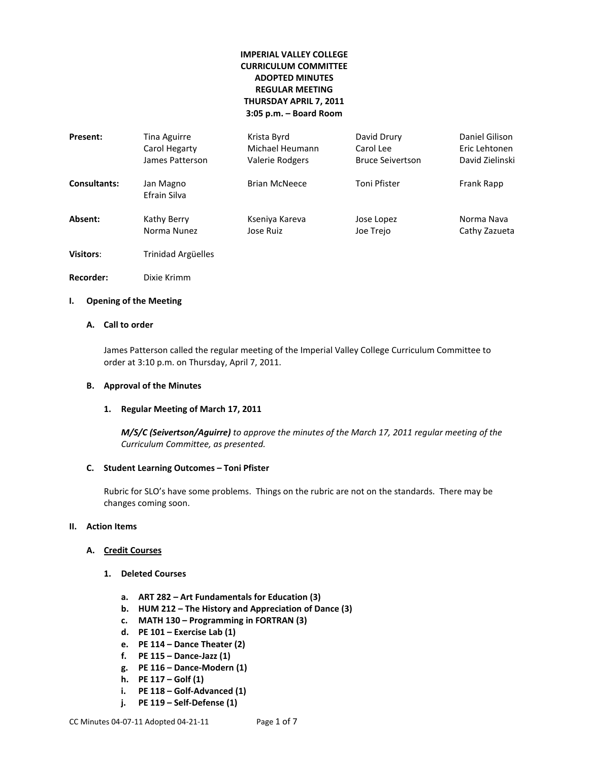**IMPERIAL VALLEY COLLEGE**
**CURRICULUM COMMITTEE**
**ADOPTED MINUTES**
**REGULAR MEETING**
**THURSDAY APRIL 7, 2011**
**3:05 p.m. – Board Room**

| | | | | |
|---|---|---|---|---|
| **Present:** | Tina Aguirre | Krista Byrd | David Drury | Daniel Gilison |
| | Carol Hegarty | Michael Heumann | Carol Lee | Eric Lehtonen |
| | James Patterson | Valerie Rodgers | Bruce Seivertson | David Zielinski |
| **Consultants:** | Jan Magno | Brian McNeece | Toni Pfister | Frank Rapp |
| | Efrain Silva | | | |
| **Absent:** | Kathy Berry | Kseniya Kareva | Jose Lopez | Norma Nava |
| | Norma Nunez | Jose Ruiz | Joe Trejo | Cathy Zazueta |
| **Visitors**: | Trinidad Argüelles | | | |
| **Recorder:** | Dixie Krimm | | | |

## I. Opening of the Meeting

### A. Call to order

James Patterson called the regular meeting of the Imperial Valley College Curriculum Committee to order at 3:10 p.m. on Thursday, April 7, 2011.

### B. Approval of the Minutes

#### 1. Regular Meeting of March 17, 2011

***M/S/C (Seivertson/Aguirre)*** *to approve the minutes of the March 17, 2011 regular meeting of the Curriculum Committee, as presented.*

### C. Student Learning Outcomes – Toni Pfister

Rubric for SLO's have some problems. Things on the rubric are not on the standards. There may be changes coming soon.

## II. Action Items

### A. Credit Courses

#### 1. Deleted Courses

a. **ART 282 – Art Fundamentals for Education (3)**
b. **HUM 212 – The History and Appreciation of Dance (3)**
c. **MATH 130 – Programming in FORTRAN (3)**
d. **PE 101 – Exercise Lab (1)**
e. **PE 114 – Dance Theater (2)**
f. **PE 115 – Dance-Jazz (1)**
g. **PE 116 – Dance-Modern (1)**
h. **PE 117 – Golf (1)**
i. **PE 118 – Golf-Advanced (1)**
j. **PE 119 – Self-Defense (1)**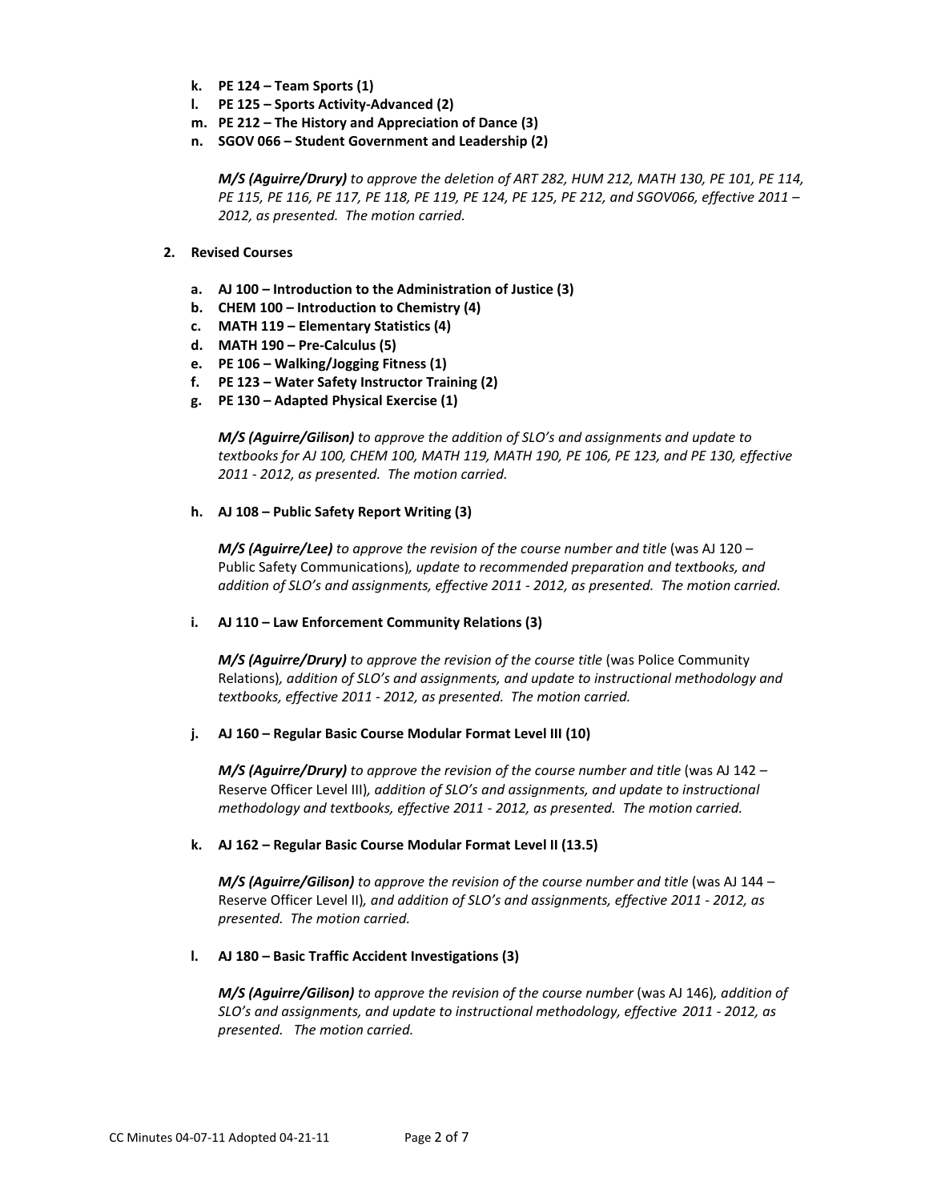k. **PE 124 – Team Sports (1)**
l. **PE 125 – Sports Activity-Advanced (2)**
m. **PE 212 – The History and Appreciation of Dance (3)**
n. **SGOV 066 – Student Government and Leadership (2)**

***M/S (Aguirre/Drury)*** *to approve the deletion of ART 282, HUM 212, MATH 130, PE 101, PE 114, PE 115, PE 116, PE 117, PE 118, PE 119, PE 124, PE 125, PE 212, and SGOV066, effective 2011 – 2012, as presented. The motion carried.*

**2. Revised Courses**

a. **AJ 100 – Introduction to the Administration of Justice (3)**
b. **CHEM 100 – Introduction to Chemistry (4)**
c. **MATH 119 – Elementary Statistics (4)**
d. **MATH 190 – Pre-Calculus (5)**
e. **PE 106 – Walking/Jogging Fitness (1)**
f. **PE 123 – Water Safety Instructor Training (2)**
g. **PE 130 – Adapted Physical Exercise (1)**

***M/S (Aguirre/Gilison)*** *to approve the addition of SLO's and assignments and update to textbooks for AJ 100, CHEM 100, MATH 119, MATH 190, PE 106, PE 123, and PE 130, effective 2011 - 2012, as presented. The motion carried.*

h. **AJ 108 – Public Safety Report Writing (3)**

***M/S (Aguirre/Lee)*** *to approve the revision of the course number and title* (was AJ 120 – Public Safety Communications)*, update to recommended preparation and textbooks, and addition of SLO's and assignments, effective 2011 - 2012, as presented. The motion carried.*

i. **AJ 110 – Law Enforcement Community Relations (3)**

***M/S (Aguirre/Drury)*** *to approve the revision of the course title* (was Police Community Relations)*, addition of SLO's and assignments, and update to instructional methodology and textbooks, effective 2011 - 2012, as presented. The motion carried.*

j. **AJ 160 – Regular Basic Course Modular Format Level III (10)**

***M/S (Aguirre/Drury)*** *to approve the revision of the course number and title* (was AJ 142 – Reserve Officer Level III)*, addition of SLO's and assignments, and update to instructional methodology and textbooks, effective 2011 - 2012, as presented. The motion carried.*

k. **AJ 162 – Regular Basic Course Modular Format Level II (13.5)**

***M/S (Aguirre/Gilison)*** *to approve the revision of the course number and title* (was AJ 144 – Reserve Officer Level II)*, and addition of SLO's and assignments, effective 2011 - 2012, as presented. The motion carried.*

l. **AJ 180 – Basic Traffic Accident Investigations (3)**

***M/S (Aguirre/Gilison)*** *to approve the revision of the course number* (was AJ 146)*, addition of SLO's and assignments, and update to instructional methodology, effective 2011 - 2012, as presented. The motion carried.*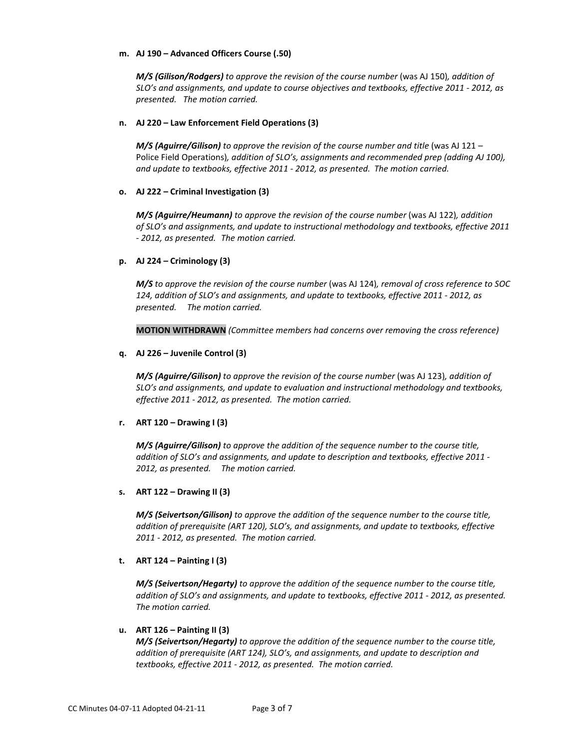**m. AJ 190 – Advanced Officers Course (.50)**

***M/S (Gilison/Rodgers)*** *to approve the revision of the course number* (was AJ 150)*, addition of SLO's and assignments, and update to course objectives and textbooks, effective 2011 - 2012, as presented. The motion carried.*

**n. AJ 220 – Law Enforcement Field Operations (3)**

***M/S (Aguirre/Gilison)*** *to approve the revision of the course number and title* (was AJ 121 – Police Field Operations)*, addition of SLO's, assignments and recommended prep (adding AJ 100), and update to textbooks, effective 2011 - 2012, as presented. The motion carried.*

**o. AJ 222 – Criminal Investigation (3)**

***M/S (Aguirre/Heumann)*** *to approve the revision of the course number* (was AJ 122)*, addition of SLO's and assignments, and update to instructional methodology and textbooks, effective 2011 - 2012, as presented. The motion carried.*

**p. AJ 224 – Criminology (3)**

***M/S*** *to approve the revision of the course number* (was AJ 124)*, removal of cross reference to SOC 124, addition of SLO's and assignments, and update to textbooks, effective 2011 - 2012, as presented. The motion carried.*

**MOTION WITHDRAWN** *(Committee members had concerns over removing the cross reference)*

**q. AJ 226 – Juvenile Control (3)**

***M/S (Aguirre/Gilison)*** *to approve the revision of the course number* (was AJ 123)*, addition of SLO's and assignments, and update to evaluation and instructional methodology and textbooks, effective 2011 - 2012, as presented. The motion carried.*

**r. ART 120 – Drawing I (3)**

***M/S (Aguirre/Gilison)*** *to approve the addition of the sequence number to the course title, addition of SLO's and assignments, and update to description and textbooks, effective 2011 - 2012, as presented. The motion carried.*

**s. ART 122 – Drawing II (3)**

***M/S (Seivertson/Gilison)*** *to approve the addition of the sequence number to the course title, addition of prerequisite (ART 120), SLO's, and assignments, and update to textbooks, effective 2011 - 2012, as presented. The motion carried.*

**t. ART 124 – Painting I (3)**

***M/S (Seivertson/Hegarty)*** *to approve the addition of the sequence number to the course title, addition of SLO's and assignments, and update to textbooks, effective 2011 - 2012, as presented. The motion carried.*

**u. ART 126 – Painting II (3)**

***M/S (Seivertson/Hegarty)*** *to approve the addition of the sequence number to the course title, addition of prerequisite (ART 124), SLO's, and assignments, and update to description and textbooks, effective 2011 - 2012, as presented. The motion carried.*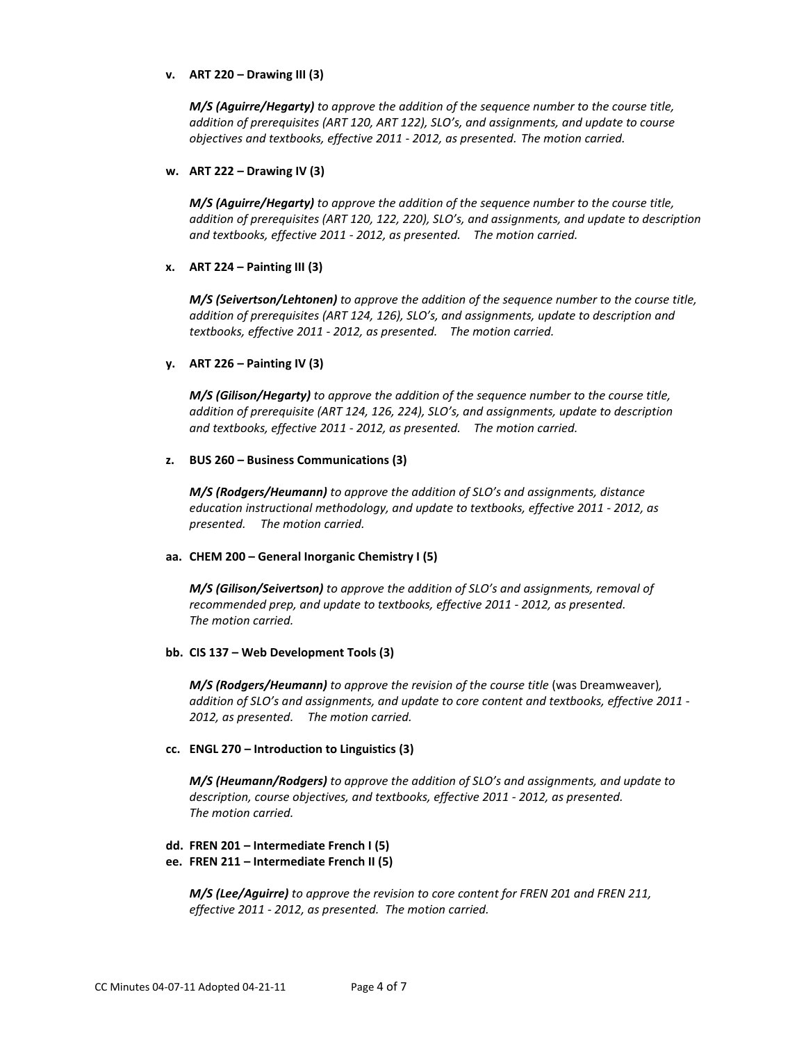v. **ART 220 – Drawing III (3)**

***M/S (Aguirre/Hegarty)*** *to approve the addition of the sequence number to the course title, addition of prerequisites (ART 120, ART 122), SLO's, and assignments, and update to course objectives and textbooks, effective 2011 - 2012, as presented. The motion carried.*

w. **ART 222 – Drawing IV (3)**

***M/S (Aguirre/Hegarty)*** *to approve the addition of the sequence number to the course title, addition of prerequisites (ART 120, 122, 220), SLO's, and assignments, and update to description and textbooks, effective 2011 - 2012, as presented. The motion carried.*

x. **ART 224 – Painting III (3)**

***M/S (Seivertson/Lehtonen)*** *to approve the addition of the sequence number to the course title, addition of prerequisites (ART 124, 126), SLO's, and assignments, update to description and textbooks, effective 2011 - 2012, as presented. The motion carried.*

y. **ART 226 – Painting IV (3)**

***M/S (Gilison/Hegarty)*** *to approve the addition of the sequence number to the course title, addition of prerequisite (ART 124, 126, 224), SLO's, and assignments, update to description and textbooks, effective 2011 - 2012, as presented. The motion carried.*

z. **BUS 260 – Business Communications (3)**

***M/S (Rodgers/Heumann)*** *to approve the addition of SLO's and assignments, distance education instructional methodology, and update to textbooks, effective 2011 - 2012, as presented. The motion carried.*

aa. **CHEM 200 – General Inorganic Chemistry I (5)**

***M/S (Gilison/Seivertson)*** *to approve the addition of SLO's and assignments, removal of recommended prep, and update to textbooks, effective 2011 - 2012, as presented. The motion carried.*

bb. **CIS 137 – Web Development Tools (3)**

***M/S (Rodgers/Heumann)*** *to approve the revision of the course title* (was Dreamweaver), *addition of SLO's and assignments, and update to core content and textbooks, effective 2011 - 2012, as presented. The motion carried.*

cc. **ENGL 270 – Introduction to Linguistics (3)**

***M/S (Heumann/Rodgers)*** *to approve the addition of SLO's and assignments, and update to description, course objectives, and textbooks, effective 2011 - 2012, as presented. The motion carried.*

dd. **FREN 201 – Intermediate French I (5)**
ee. **FREN 211 – Intermediate French II (5)**

***M/S (Lee/Aguirre)*** *to approve the revision to core content for FREN 201 and FREN 211, effective 2011 - 2012, as presented. The motion carried.*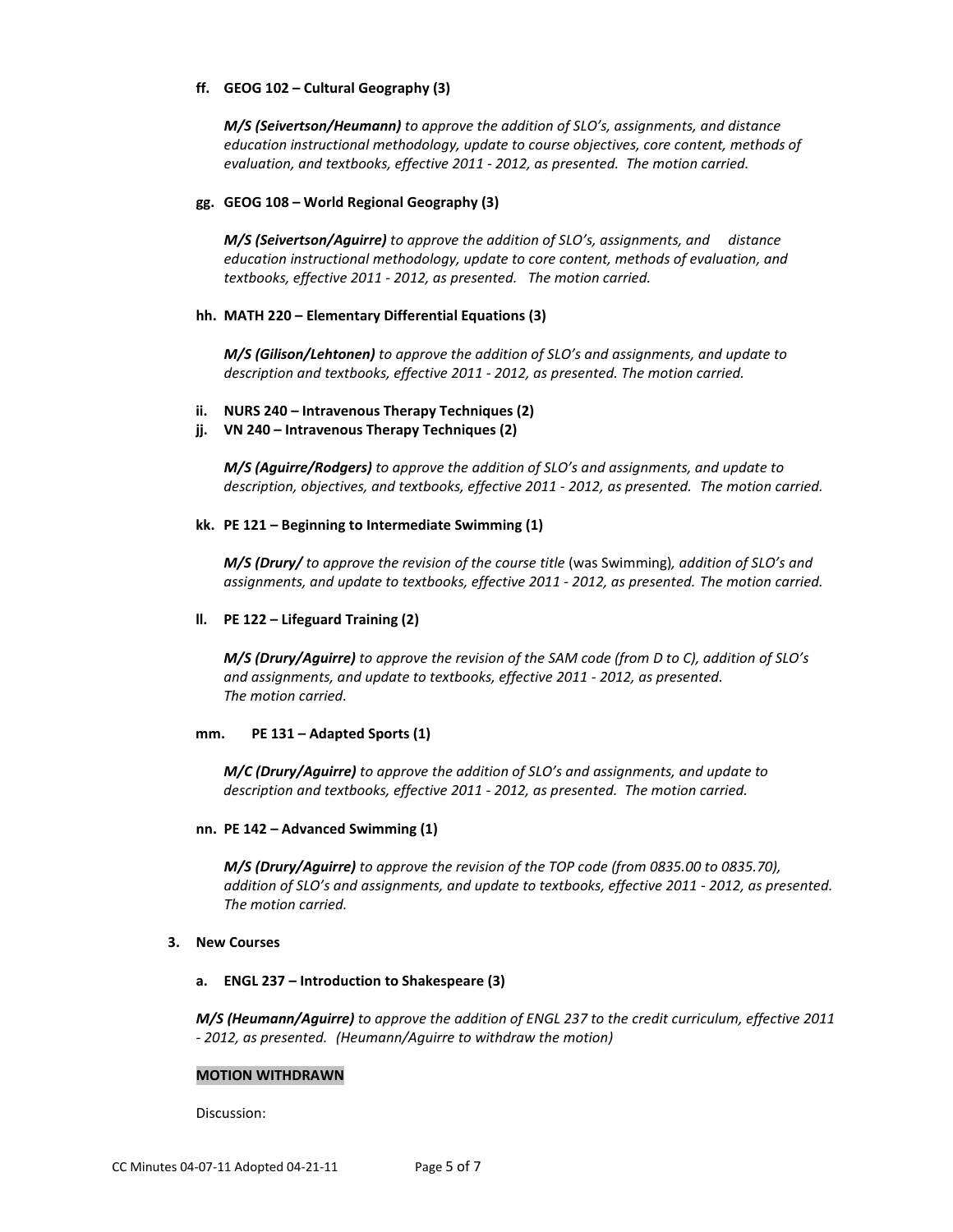**ff. GEOG 102 – Cultural Geography (3)**

***M/S (Seivertson/Heumann)*** *to approve the addition of SLO's, assignments, and distance education instructional methodology, update to course objectives, core content, methods of evaluation, and textbooks, effective 2011 - 2012, as presented. The motion carried.*

**gg. GEOG 108 – World Regional Geography (3)**

***M/S (Seivertson/Aguirre)*** *to approve the addition of SLO's, assignments, and distance education instructional methodology, update to core content, methods of evaluation, and textbooks, effective 2011 - 2012, as presented. The motion carried.*

**hh. MATH 220 – Elementary Differential Equations (3)**

***M/S (Gilison/Lehtonen)*** *to approve the addition of SLO's and assignments, and update to description and textbooks, effective 2011 - 2012, as presented. The motion carried.*

**ii. NURS 240 – Intravenous Therapy Techniques (2)**
**jj. VN 240 – Intravenous Therapy Techniques (2)**

***M/S (Aguirre/Rodgers)*** *to approve the addition of SLO's and assignments, and update to description, objectives, and textbooks, effective 2011 - 2012, as presented. The motion carried.*

**kk. PE 121 – Beginning to Intermediate Swimming (1)**

***M/S (Drury/*** *to approve the revision of the course title* (was Swimming)*, addition of SLO's and assignments, and update to textbooks, effective 2011 - 2012, as presented. The motion carried.*

**ll. PE 122 – Lifeguard Training (2)**

***M/S (Drury/Aguirre)*** *to approve the revision of the SAM code (from D to C), addition of SLO's and assignments, and update to textbooks, effective 2011 - 2012, as presented. The motion carried.*

**mm. PE 131 – Adapted Sports (1)**

***M/C (Drury/Aguirre)*** *to approve the addition of SLO's and assignments, and update to description and textbooks, effective 2011 - 2012, as presented. The motion carried.*

**nn. PE 142 – Advanced Swimming (1)**

***M/S (Drury/Aguirre)*** *to approve the revision of the TOP code (from 0835.00 to 0835.70), addition of SLO's and assignments, and update to textbooks, effective 2011 - 2012, as presented. The motion carried.*

**3. New Courses**

**a. ENGL 237 – Introduction to Shakespeare (3)**

***M/S (Heumann/Aguirre)*** *to approve the addition of ENGL 237 to the credit curriculum, effective 2011 - 2012, as presented. (Heumann/Aguirre to withdraw the motion)*

**MOTION WITHDRAWN**

Discussion: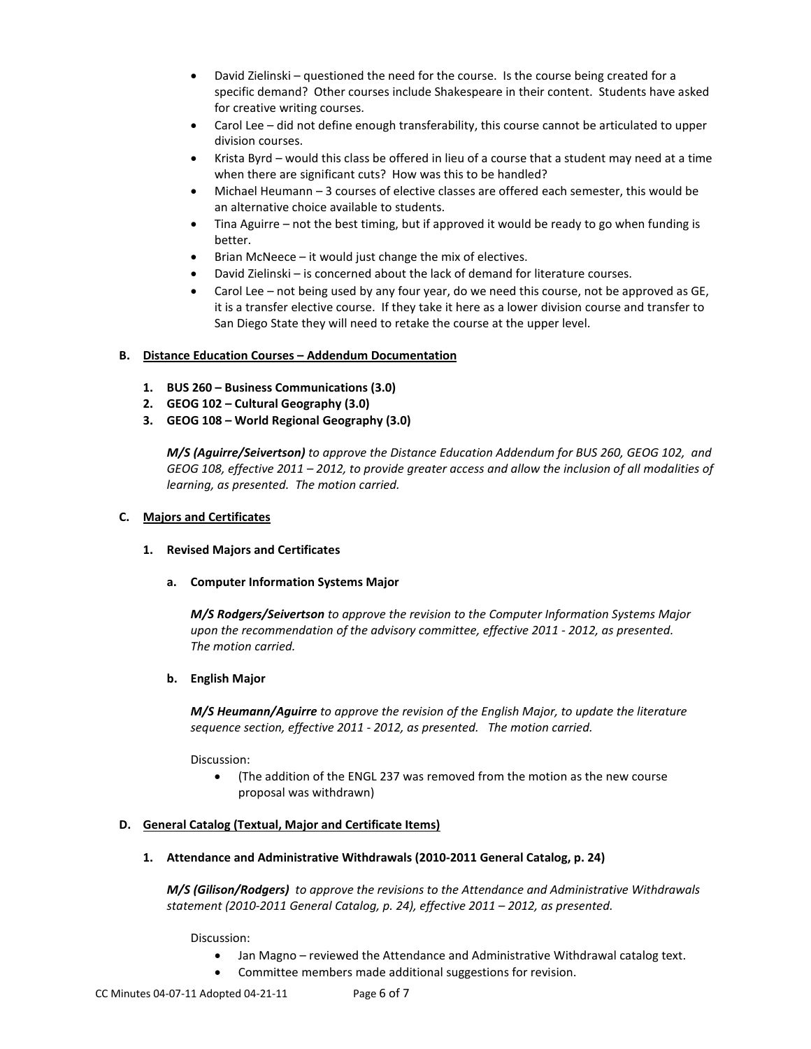- David Zielinski – questioned the need for the course. Is the course being created for a specific demand? Other courses include Shakespeare in their content. Students have asked for creative writing courses.
- Carol Lee – did not define enough transferability, this course cannot be articulated to upper division courses.
- Krista Byrd – would this class be offered in lieu of a course that a student may need at a time when there are significant cuts? How was this to be handled?
- Michael Heumann – 3 courses of elective classes are offered each semester, this would be an alternative choice available to students.
- Tina Aguirre – not the best timing, but if approved it would be ready to go when funding is better.
- Brian McNeece – it would just change the mix of electives.
- David Zielinski – is concerned about the lack of demand for literature courses.
- Carol Lee – not being used by any four year, do we need this course, not be approved as GE, it is a transfer elective course. If they take it here as a lower division course and transfer to San Diego State they will need to retake the course at the upper level.

**B. Distance Education Courses – Addendum Documentation**

1. **BUS 260 – Business Communications (3.0)**
2. **GEOG 102 – Cultural Geography (3.0)**
3. **GEOG 108 – World Regional Geography (3.0)**

*__M/S (Aguirre/Seivertson)__ to approve the Distance Education Addendum for BUS 260, GEOG 102, and GEOG 108, effective 2011 – 2012, to provide greater access and allow the inclusion of all modalities of learning, as presented. The motion carried.*

**C. Majors and Certificates**

1. **Revised Majors and Certificates**

   a. **Computer Information Systems Major**

   *__M/S Rodgers/Seivertson__ to approve the revision to the Computer Information Systems Major upon the recommendation of the advisory committee, effective 2011 - 2012, as presented. The motion carried.*

   b. **English Major**

   *__M/S Heumann/Aguirre__ to approve the revision of the English Major, to update the literature sequence section, effective 2011 - 2012, as presented. The motion carried.*

   Discussion:
   - (The addition of the ENGL 237 was removed from the motion as the new course proposal was withdrawn)

**D. General Catalog (Textual, Major and Certificate Items)**

1. **Attendance and Administrative Withdrawals (2010-2011 General Catalog, p. 24)**

   *__M/S (Gilison/Rodgers)__ to approve the revisions to the Attendance and Administrative Withdrawals statement (2010-2011 General Catalog, p. 24), effective 2011 – 2012, as presented.*

   Discussion:
   - Jan Magno – reviewed the Attendance and Administrative Withdrawal catalog text.
   - Committee members made additional suggestions for revision.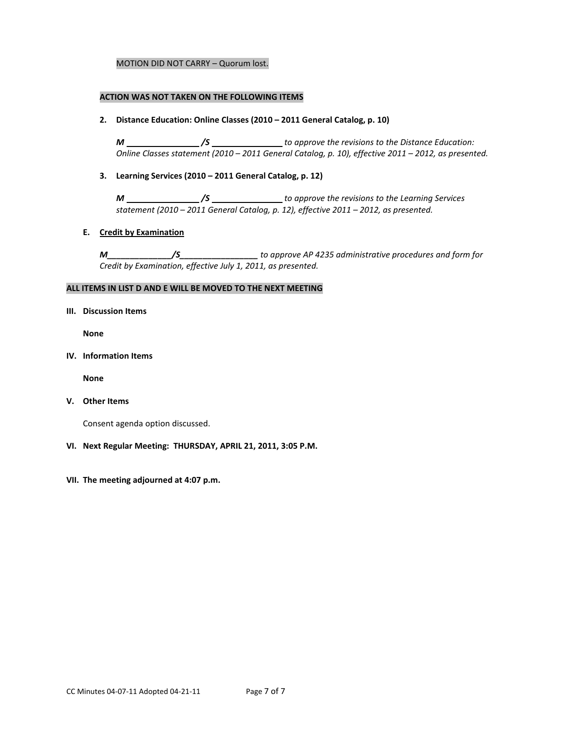MOTION DID NOT CARRY – Quorum lost.

**ACTION WAS NOT TAKEN ON THE FOLLOWING ITEMS**

**2. Distance Education: Online Classes (2010 – 2011 General Catalog, p. 10)**

***M _______________ /S _______________*** *to approve the revisions to the Distance Education: Online Classes statement (2010 – 2011 General Catalog, p. 10), effective 2011 – 2012, as presented.*

**3. Learning Services (2010 – 2011 General Catalog, p. 12)**

***M _______________ /S _______________*** *to approve the revisions to the Learning Services statement (2010 – 2011 General Catalog, p. 12), effective 2011 – 2012, as presented.*

**E. Credit by Examination**

***M______________/S_________________*** *to approve AP 4235 administrative procedures and form for Credit by Examination, effective July 1, 2011, as presented.*

**ALL ITEMS IN LIST D AND E WILL BE MOVED TO THE NEXT MEETING**

**III. Discussion Items**

**None**

**IV. Information Items**

**None**

**V. Other Items**

Consent agenda option discussed.

**VI. Next Regular Meeting: THURSDAY, APRIL 21, 2011, 3:05 P.M.**

**VII. The meeting adjourned at 4:07 p.m.**